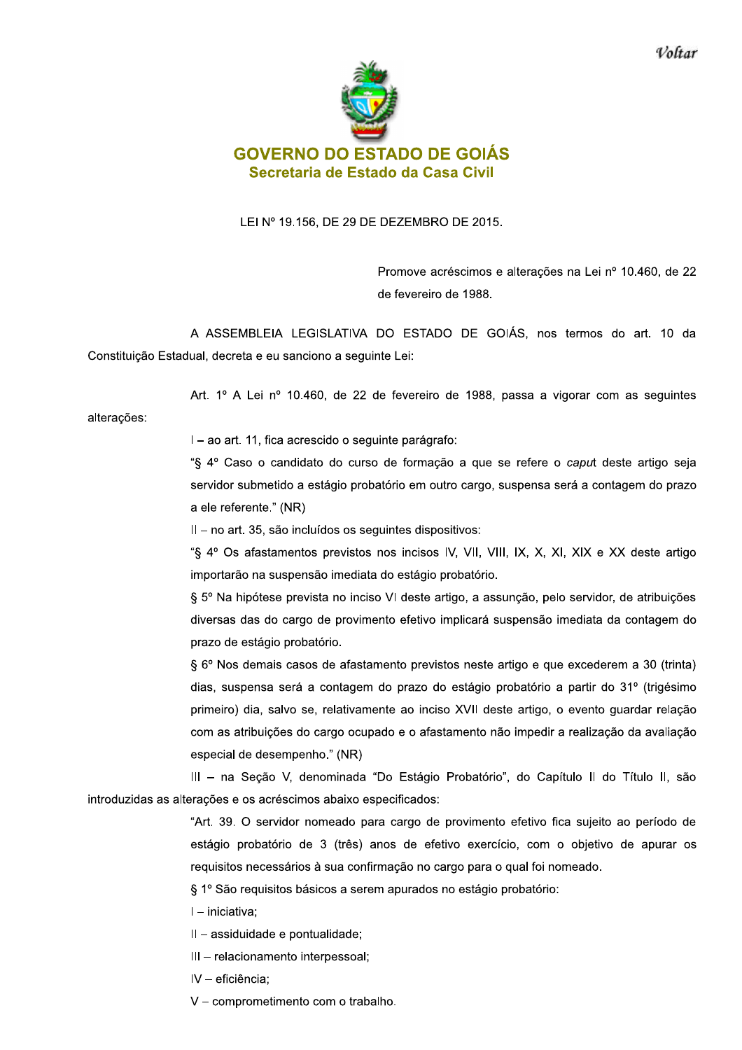Voltar

**GOVERNO DO ESTADO DE GOIÁS**
**Secretaria de Estado da Casa Civil**

LEI Nº 19.156, DE 29 DE DEZEMBRO DE 2015.

Promove acréscimos e alterações na Lei nº 10.460, de 22 de fevereiro de 1988.

A ASSEMBLEIA LEGISLATIVA DO ESTADO DE GOIÁS, nos termos do art. 10 da Constituição Estadual, decreta e eu sanciono a seguinte Lei:

Art. 1º A Lei nº 10.460, de 22 de fevereiro de 1988, passa a vigorar com as seguintes alterações:

I – ao art. 11, fica acrescido o seguinte parágrafo:

"§ 4º Caso o candidato do curso de formação a que se refere o *caput* deste artigo seja servidor submetido a estágio probatório em outro cargo, suspensa será a contagem do prazo a ele referente." (NR)

II – no art. 35, são incluídos os seguintes dispositivos:

"§ 4º Os afastamentos previstos nos incisos IV, VII, VIII, IX, X, XI, XIX e XX deste artigo importarão na suspensão imediata do estágio probatório.

§ 5º Na hipótese prevista no inciso VI deste artigo, a assunção, pelo servidor, de atribuições diversas das do cargo de provimento efetivo implicará suspensão imediata da contagem do prazo de estágio probatório.

§ 6º Nos demais casos de afastamento previstos neste artigo e que excederem a 30 (trinta) dias, suspensa será a contagem do prazo do estágio probatório a partir do 31º (trigésimo primeiro) dia, salvo se, relativamente ao inciso XVII deste artigo, o evento guardar relação com as atribuições do cargo ocupado e o afastamento não impedir a realização da avaliação especial de desempenho." (NR)

III – na Seção V, denominada "Do Estágio Probatório", do Capítulo II do Título II, são introduzidas as alterações e os acréscimos abaixo especificados:

"Art. 39. O servidor nomeado para cargo de provimento efetivo fica sujeito ao período de estágio probatório de 3 (três) anos de efetivo exercício, com o objetivo de apurar os requisitos necessários à sua confirmação no cargo para o qual foi nomeado.

§ 1º São requisitos básicos a serem apurados no estágio probatório:

I – iniciativa;

II – assiduidade e pontualidade;

III – relacionamento interpessoal;

IV – eficiência;

V – comprometimento com o trabalho.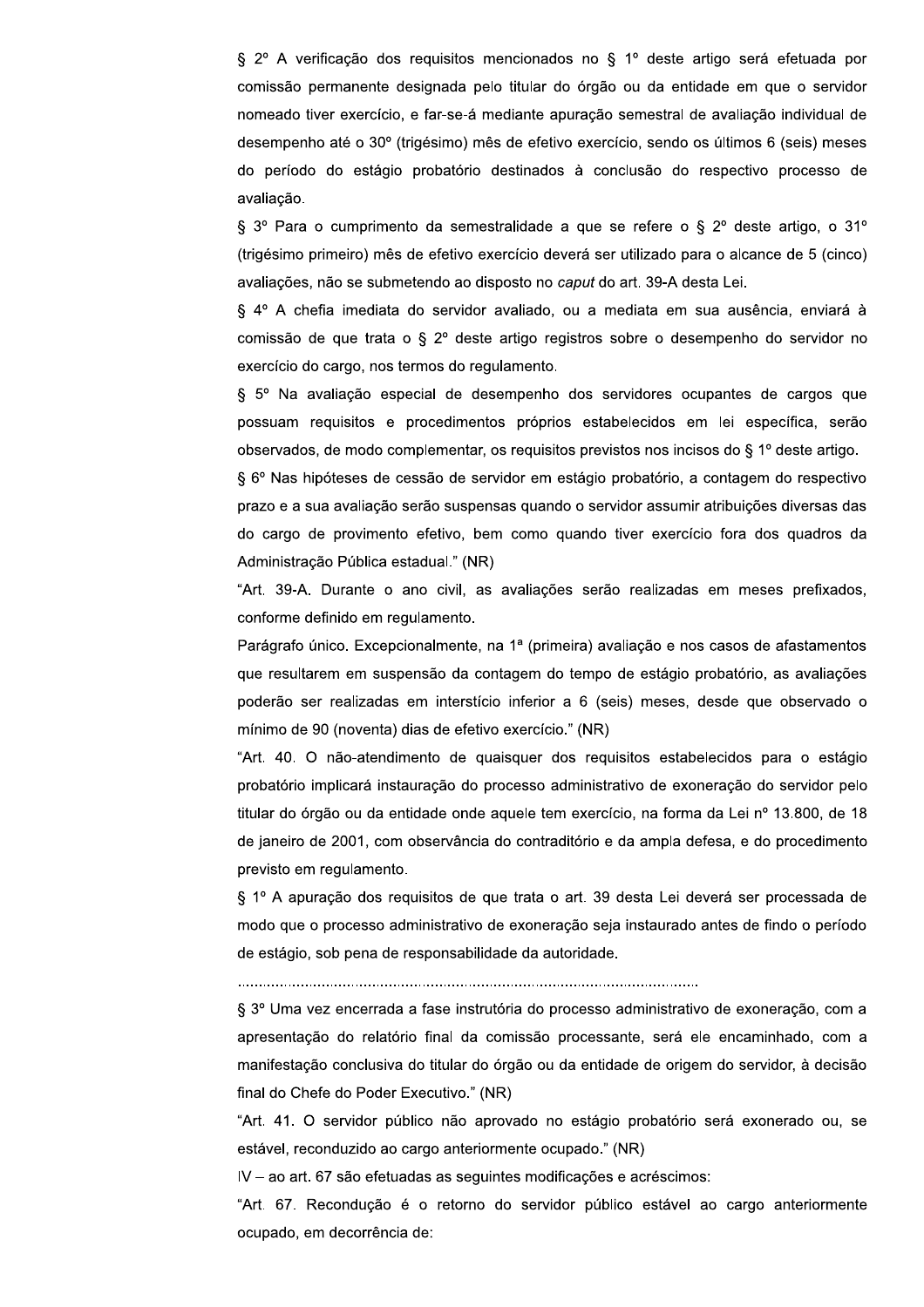§ 2º A verificação dos requisitos mencionados no § 1º deste artigo será efetuada por comissão permanente designada pelo titular do órgão ou da entidade em que o servidor nomeado tiver exercício, e far-se-á mediante apuração semestral de avaliação individual de desempenho até o 30º (trigésimo) mês de efetivo exercício, sendo os últimos 6 (seis) meses do período do estágio probatório destinados à conclusão do respectivo processo de avaliação.

§ 3º Para o cumprimento da semestralidade a que se refere o § 2º deste artigo, o 31º (trigésimo primeiro) mês de efetivo exercício deverá ser utilizado para o alcance de 5 (cinco) avaliações, não se submetendo ao disposto no *caput* do art. 39-A desta Lei.

§ 4º A chefia imediata do servidor avaliado, ou a mediata em sua ausência, enviará à comissão de que trata o § 2º deste artigo registros sobre o desempenho do servidor no exercício do cargo, nos termos do regulamento.

§ 5º Na avaliação especial de desempenho dos servidores ocupantes de cargos que possuam requisitos e procedimentos próprios estabelecidos em lei específica, serão observados, de modo complementar, os requisitos previstos nos incisos do § 1º deste artigo.

§ 6º Nas hipóteses de cessão de servidor em estágio probatório, a contagem do respectivo prazo e a sua avaliação serão suspensas quando o servidor assumir atribuições diversas das do cargo de provimento efetivo, bem como quando tiver exercício fora dos quadros da Administração Pública estadual." (NR)

"Art. 39-A. Durante o ano civil, as avaliações serão realizadas em meses prefixados, conforme definido em regulamento.

Parágrafo único. Excepcionalmente, na 1ª (primeira) avaliação e nos casos de afastamentos que resultarem em suspensão da contagem do tempo de estágio probatório, as avaliações poderão ser realizadas em interstício inferior a 6 (seis) meses, desde que observado o mínimo de 90 (noventa) dias de efetivo exercício." (NR)

"Art. 40. O não-atendimento de quaisquer dos requisitos estabelecidos para o estágio probatório implicará instauração do processo administrativo de exoneração do servidor pelo titular do órgão ou da entidade onde aquele tem exercício, na forma da Lei nº 13.800, de 18 de janeiro de 2001, com observância do contraditório e da ampla defesa, e do procedimento previsto em regulamento.

§ 1º A apuração dos requisitos de que trata o art. 39 desta Lei deverá ser processada de modo que o processo administrativo de exoneração seja instaurado antes de findo o período de estágio, sob pena de responsabilidade da autoridade.

..........................................................................................................................

§ 3º Uma vez encerrada a fase instrutória do processo administrativo de exoneração, com a apresentação do relatório final da comissão processante, será ele encaminhado, com a manifestação conclusiva do titular do órgão ou da entidade de origem do servidor, à decisão final do Chefe do Poder Executivo." (NR)

"Art. 41. O servidor público não aprovado no estágio probatório será exonerado ou, se estável, reconduzido ao cargo anteriormente ocupado." (NR)

IV – ao art. 67 são efetuadas as seguintes modificações e acréscimos:

"Art. 67. Recondução é o retorno do servidor público estável ao cargo anteriormente ocupado, em decorrência de: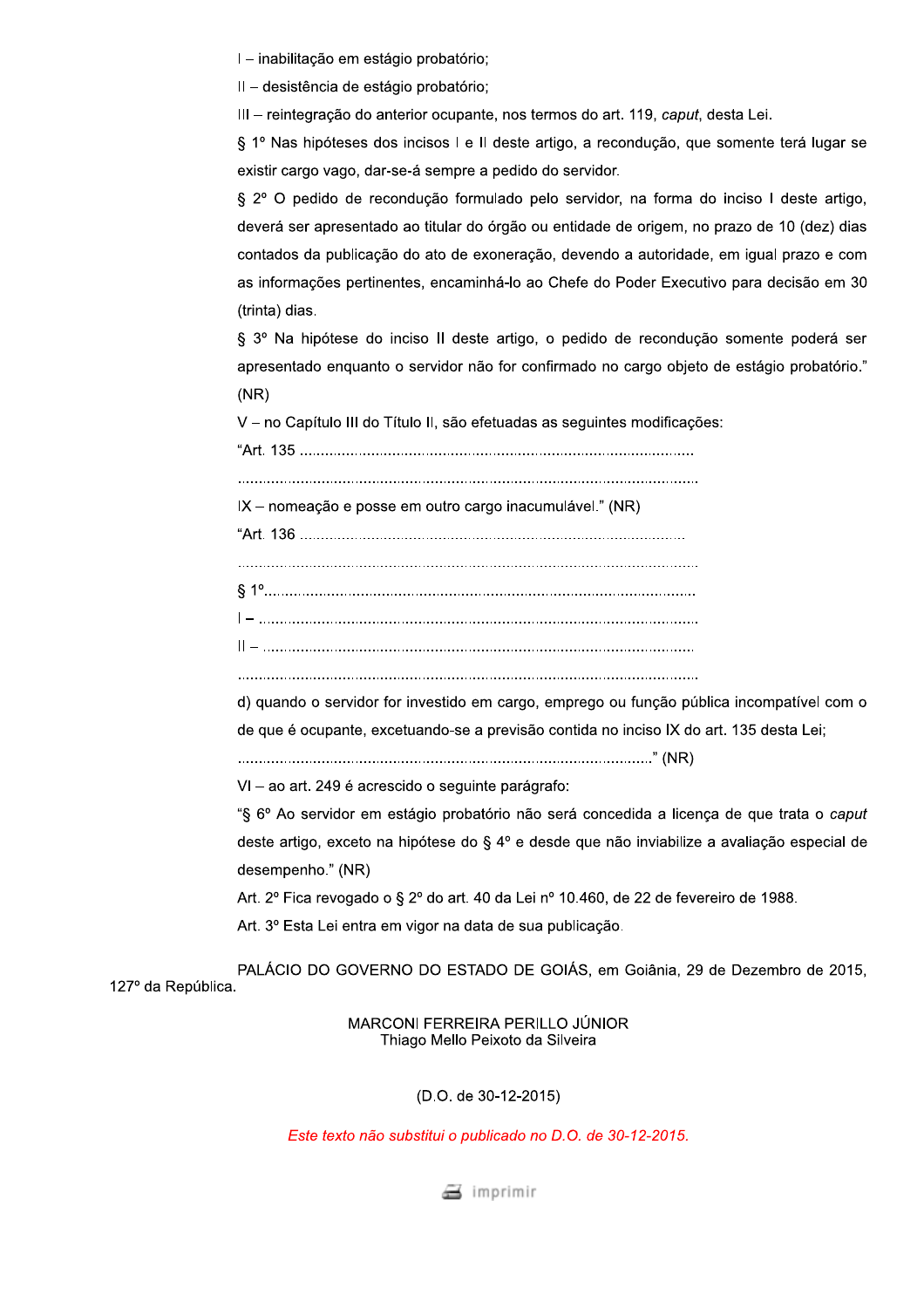I – inabilitação em estágio probatório;

II – desistência de estágio probatório;

III – reintegração do anterior ocupante, nos termos do art. 119, *caput*, desta Lei.

§ 1º Nas hipóteses dos incisos I e II deste artigo, a recondução, que somente terá lugar se existir cargo vago, dar-se-á sempre a pedido do servidor.

§ 2º O pedido de recondução formulado pelo servidor, na forma do inciso I deste artigo, deverá ser apresentado ao titular do órgão ou entidade de origem, no prazo de 10 (dez) dias contados da publicação do ato de exoneração, devendo a autoridade, em igual prazo e com as informações pertinentes, encaminhá-lo ao Chefe do Poder Executivo para decisão em 30 (trinta) dias.

§ 3º Na hipótese do inciso II deste artigo, o pedido de recondução somente poderá ser apresentado enquanto o servidor não for confirmado no cargo objeto de estágio probatório." (NR)

V – no Capítulo III do Título II, são efetuadas as seguintes modificações:

"Art. 135 ..........................................................................................

..........................................................................................................

IX – nomeação e posse em outro cargo inacumulável." (NR)

"Art. 136 ..........................................................................................

..........................................................................................................

§ 1º..................................................................................................

I – ....................................................................................................

II – ...................................................................................................

..........................................................................................................

d) quando o servidor for investido em cargo, emprego ou função pública incompatível com o de que é ocupante, excetuando-se a previsão contida no inciso IX do art. 135 desta Lei;

..........................................................................................." (NR)

VI – ao art. 249 é acrescido o seguinte parágrafo:

"§ 6º Ao servidor em estágio probatório não será concedida a licença de que trata o *caput* deste artigo, exceto na hipótese do § 4º e desde que não inviabilize a avaliação especial de desempenho." (NR)

Art. 2º Fica revogado o § 2º do art. 40 da Lei nº 10.460, de 22 de fevereiro de 1988.

Art. 3º Esta Lei entra em vigor na data de sua publicação.

PALÁCIO DO GOVERNO DO ESTADO DE GOIÁS, em Goiânia, 29 de Dezembro de 2015, 127º da República.

MARCONI FERREIRA PERILLO JÚNIOR
Thiago Mello Peixoto da Silveira

(D.O. de 30-12-2015)

*Este texto não substitui o publicado no D.O. de 30-12-2015.*